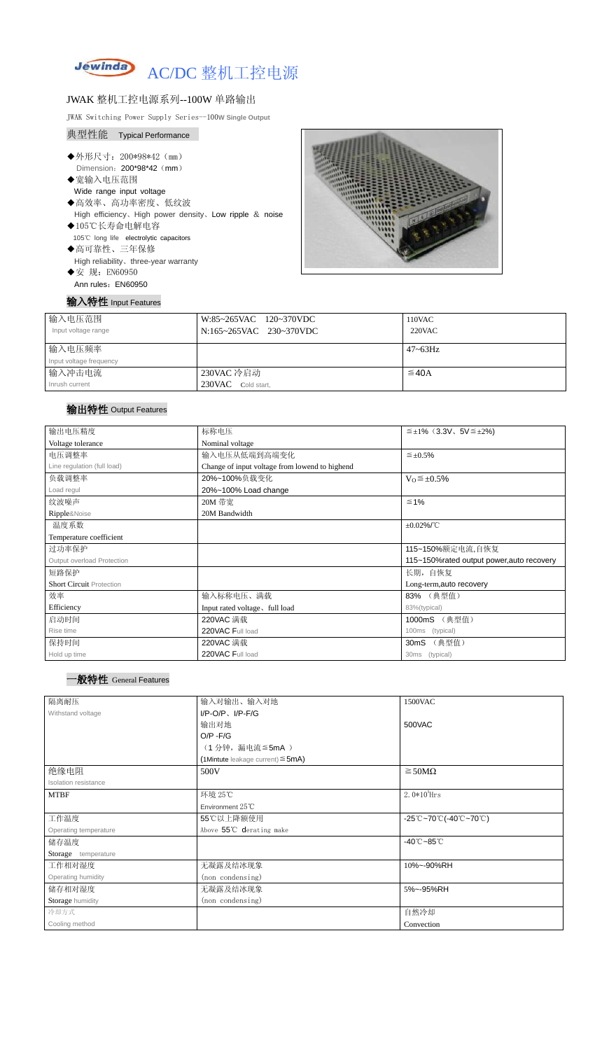# Jewinda AC/DC 整机工控电源

## JWAK 整机工控电源系列--100W 单路输出

JWAK Switching Power Supply Series--100W Single Output

### 典型性能 Typical Performance

- ◆外形尺寸：200*98*42（mm）
  Dimension：200*98*42（mm）
- ◆宽输入电压范围
  Wide range input voltage
- ◆高效率、高功率密度、低纹波
  High efficiency、High power density、Low ripple ＆ noise
- ◆105℃长寿命电解电容
  105℃ long life electrolytic capacitors
- ◆高可靠性、三年保修
  High reliability、three-year warranty
- ◆安 规：EN60950
  Ann rules：EN60950

### 输入特性 Input Features

| 输入电压范围<br>Input voltage range | W:85~265VAC 120~370VDC<br>N:165~265VAC 230~370VDC | 110VAC<br>220VAC |
|---|---|---|
| 输入电压频率<br>Input voltage frequency | | 47~63Hz |
| 输入冲击电流<br>Inrush current | 230VAC 冷启动<br>230VAC Cold start, | ≦40A |

### 输出特性 Output Features

| 输出电压精度<br>Voltage tolerance | 标称电压<br>Nominal voltage | ≦±1%（3.3V、5V≦±2%) |
|---|---|---|
| 电压调整率<br>Line regulation (full load) | 输入电压从低端到高端变化<br>Change of input voltage from lowend to highend | ≦±0.5% |
| 负载调整率<br>Load regul | 20%~100%负载变化<br>20%~100% Load change | $V_O$≦±0.5% |
| 纹波噪声<br>Ripple&Noise | 20M 带宽<br>20M Bandwidth | ≦1% |
| 温度系数<br>Temperature coefficient | | ±0.02%/℃ |
| 过功率保护<br>Output overload Protection | | 115~150%额定电流,自恢复<br>115~150%rated output power,auto recovery |
| 短路保护<br>Short Circuit Protection | | 长期，自恢复<br>Long-term,auto recovery |
| 效率<br>Efficiency | 输入标称电压、满载<br>Input rated voltage、full load | 83% （典型值）<br>83%(typical) |
| 启动时间<br>Rise time | 220VAC 满载<br>220VAC Full load | 1000mS （典型值）<br>100ms (typical) |
| 保持时间<br>Hold up time | 220VAC 满载<br>220VAC Full load | 30mS （典型值）<br>30ms (typical) |

### 一般特性 General Features

| 隔离耐压<br>Withstand voltage | 输入对输出、输入对地<br>I/P-O/P、I/P-F/G<br>输出对地<br>O/P -F/G<br>（1 分钟，漏电流≦5mA ）<br>(1Mintute leakage current)≦5mA) | 1500VAC<br><br>500VAC |
|---|---|---|
| 绝缘电阻<br>Isolation resistance | 500V | ≧50MΩ |
| MTBF | 环境 25℃<br>Environment 25℃ | $2.0*10^5$Hrs |
| 工作温度<br>Operating temperature | 55℃以上降额使用<br>Above 55℃ derating make | -25℃~70℃(-40℃~70℃) |
| 储存温度<br>Storage temperature | | -40℃~85℃ |
| 工作相对湿度<br>Operating humidity | 无凝露及结冰现象<br>(non condensing) | 10%~-90%RH |
| 储存相对湿度<br>Storage humidity | 无凝露及结冰现象<br>(non condensing) | 5%~-95%RH |
| 冷却方式<br>Cooling method | | 自然冷却<br>Convection |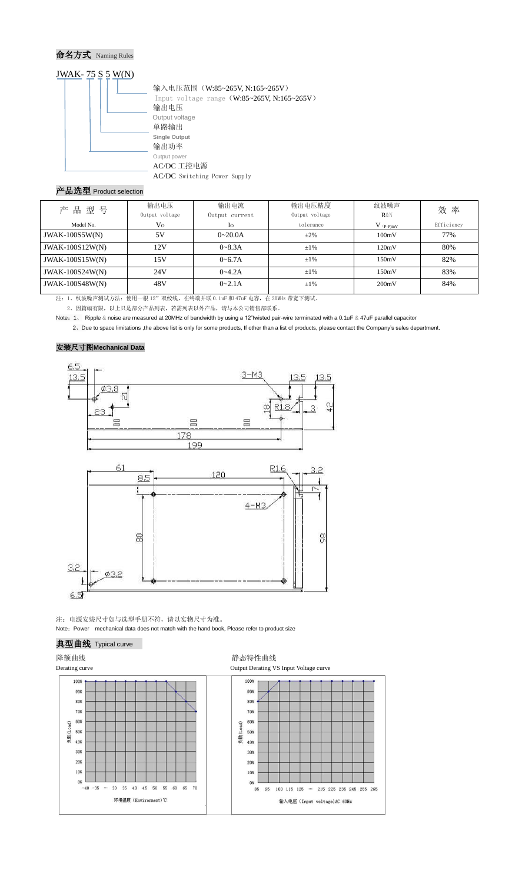## 命名方式 Naming Rules

JWAK- 75 S 5 W(N)

- 输入电压范围（W:85~265V, N:165~265V）
  Input voltage range（W:85~265V, N:165~265V）
- 输出电压
  Output voltage
- 单路输出
  Single Output
- 输出功率
  Output power
- AC/DC 工控电源
  AC/DC Switching Power Supply

## 产品选型 Product selection

| 产 品 型 号<br>Model No. | 输出电压<br>Output voltage<br>Vo | 输出电流<br>Output current<br>Io | 输出电压精度<br>Output voltage<br>tolerance | 纹波噪声<br>R&N<br>V (P-P)mV | 效 率<br>Efficiency |
|---|---|---|---|---|---|
| JWAK-100S5W(N) | 5V | 0~20.0A | ±2% | 100mV | 77% |
| JWAK-100S12W(N) | 12V | 0~8.3A | ±1% | 120mV | 80% |
| JWAK-100S15W(N) | 15V | 0~6.7A | ±1% | 150mV | 82% |
| JWAK-100S24W(N) | 24V | 0~4.2A | ±1% | 150mV | 83% |
| JWAK-100S48W(N) | 48V | 0~2.1A | ±1% | 200mV | 84% |

注：1、纹波噪声测试方法：使用一根 12" 双绞线，在终端并联 0.1uF 和 47uF 电容，在 20MHz 带宽下测试。

2、因篇幅有限，以上只是部分产品列表，若需列表以外产品，请与本公司销售部联系。

Note：1、 Ripple & noise are measured at 20MHz of bandwidth by using a 12"twisted pair-wire terminated with a 0.1uF & 47uF parallel capacitor

2、Due to space limitations ,the above list is only for some products, If other than a list of products, please contact the Company's sales department.

## 安装尺寸图Mechanical Data

6.5
13.5
Ø3.8
21
23
3-M3
13.5
13.5
18
R1.8
3
42
178
199

61
8.5
120
R1.6
3.2
7
4-M3
80
98
3.2
Ø3.2
6.5

注：电源安装尺寸如与选型手册不符，请以实物尺寸为准。

Note：Power mechanical data does not match with the hand book, Please refer to product size

## 典型曲线 Typical curve

降额曲线
Derating curve

100%
90%
80%
70%
60%
50%
40%
30%
20%
10%
0%
负载(Load)
-40 -35 ··· 30 35 40 45 50 55 60 65 70
环境温度（Environment）℃

静态特性曲线
Output Derating VS Input Voltage curve

100%
90%
80%
70%
60%
50%
40%
30%
20%
10%
0%
负载(Load)
85 95 100 115 125 ··· 215 225 235 245 255 265
输入电压（Input voltage）AC 60Hz